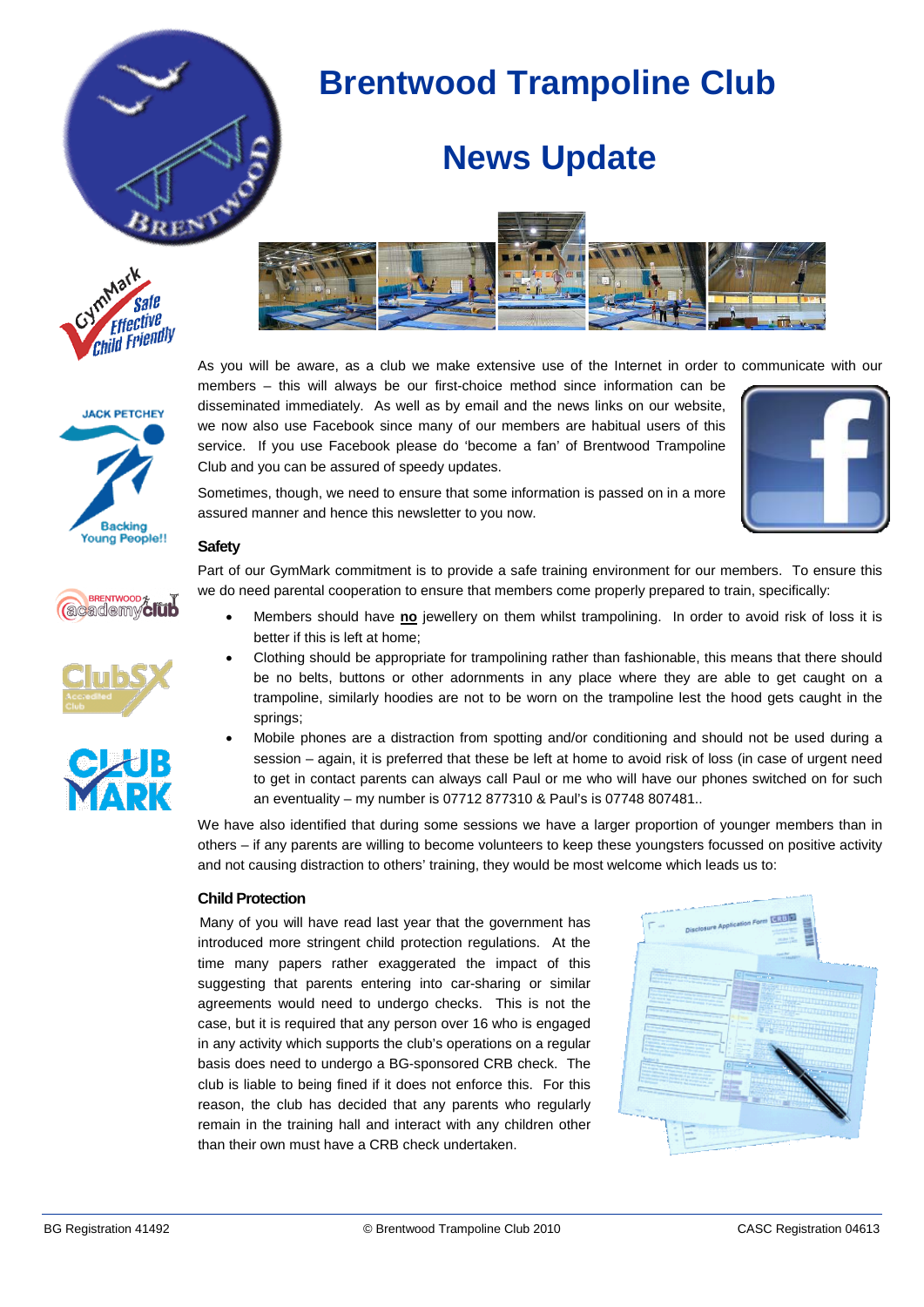# Brentwood Trampoline Club

## News Update

As you will be aware, as a club we make extensive use of the Internet in order to communicate with our members – this will always be our first-choice method since information can be disseminated immediately. As well as by email and the news links on our website, we now also use Facebook since many of our members are habitual users of this service. If you use Facebook please do 'become a fan' of Brentwood Trampoline Club and you can be assured of speedy updates.

Sometimes, though, we need to ensure that some information is passed on in a more assured manner and hence this newsletter to you now.

### Safety

Part of our GymMark commitment is to provide a safe training environment for our members. To ensure this we do need parental cooperation to ensure that members come properly prepared to train, specifically:

- Members should have **no** jewellery on them whilst trampolining. In order to avoid risk of loss it is better if this is left at home;
- Clothing should be appropriate for trampolining rather than fashionable, this means that there should be no belts, buttons or other adornments in any place where they are able to get caught on a trampoline, similarly hoodies are not to be worn on the trampoline lest the hood gets caught in the springs;
- Mobile phones are a distraction from spotting and/or conditioning and should not be used during a session – again, it is preferred that these be left at home to avoid risk of loss (in case of urgent need to get in contact parents can always call Paul or me who will have our phones switched on for such an eventuality – my number is 07712 877310 & Paul's is 07748 807481..

We have also identified that during some sessions we have a larger proportion of younger members than in others – if any parents are willing to become volunteers to keep these youngsters focussed on positive activity and not causing distraction to others' training, they would be most welcome which leads us to:

### Child Protection

Many of you will have read last year that the government has introduced more stringent child protection regulations. At the time many papers rather exaggerated the impact of this suggesting that parents entering into car-sharing or similar agreements would need to undergo checks. This is not the case, but it is required that any person over 16 who is engaged in any activity which supports the club's operations on a regular basis does need to undergo a BG-sponsored CRB check. The club is liable to being fined if it does not enforce this. For this reason, the club has decided that any parents who regularly remain in the training hall and interact with any children other than their own must have a CRB check undertaken.

BG Registration 41492 | © Brentwood Trampoline Club 2010 | CASC Registration 04613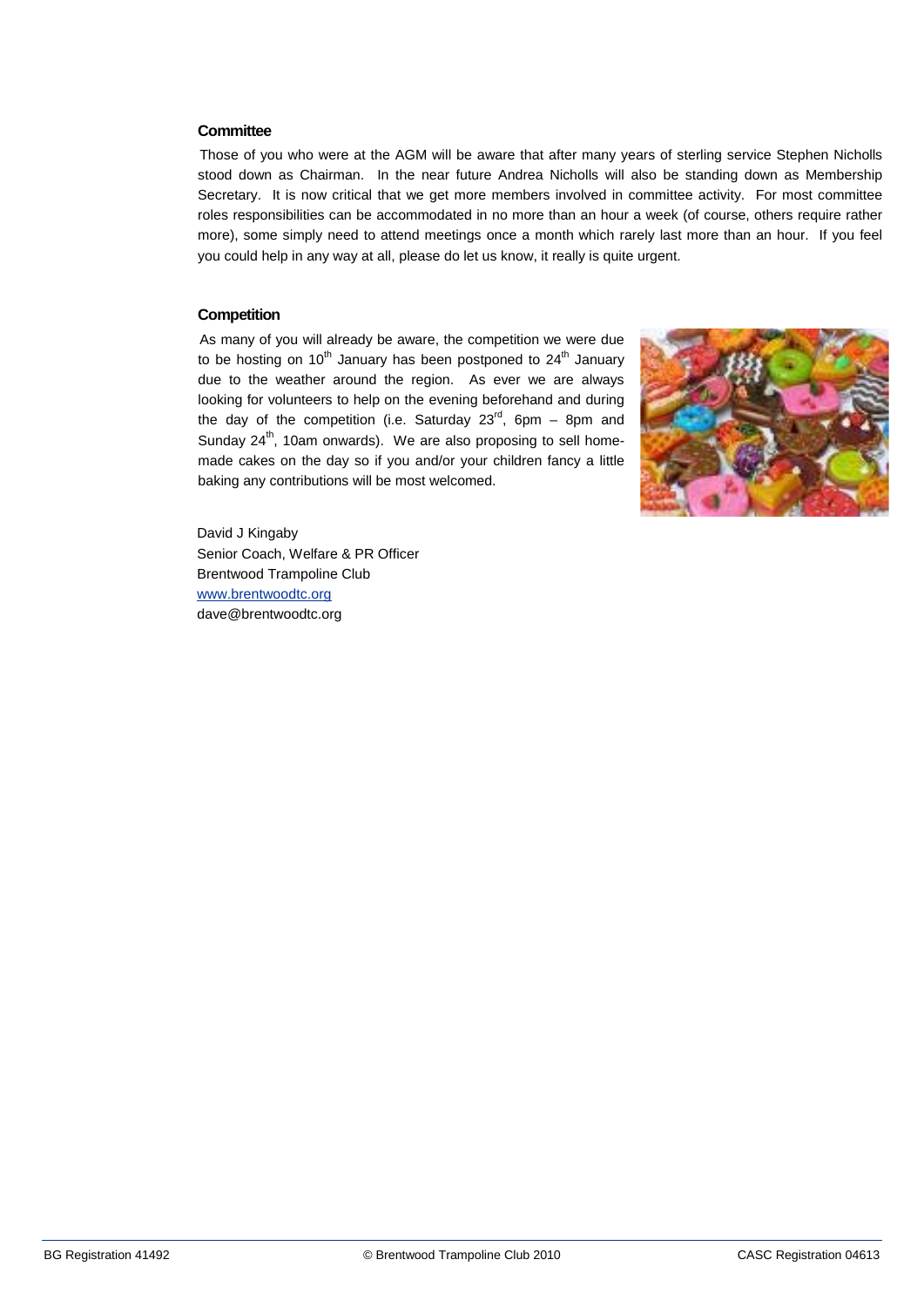**Committee**

Those of you who were at the AGM will be aware that after many years of sterling service Stephen Nicholls stood down as Chairman. In the near future Andrea Nicholls will also be standing down as Membership Secretary. It is now critical that we get more members involved in committee activity. For most committee roles responsibilities can be accommodated in no more than an hour a week (of course, others require rather more), some simply need to attend meetings once a month which rarely last more than an hour. If you feel you could help in any way at all, please do let us know, it really is quite urgent.

**Competition**

As many of you will already be aware, the competition we were due to be hosting on 10th January has been postponed to 24th January due to the weather around the region. As ever we are always looking for volunteers to help on the evening beforehand and during the day of the competition (i.e. Saturday 23rd, 6pm – 8pm and Sunday 24th, 10am onwards). We are also proposing to sell home-made cakes on the day so if you and/or your children fancy a little baking any contributions will be most welcomed.

David J Kingaby
Senior Coach, Welfare & PR Officer
Brentwood Trampoline Club
www.brentwoodtc.org
dave@brentwoodtc.org

BG Registration 41492 © Brentwood Trampoline Club 2010 CASC Registration 04613